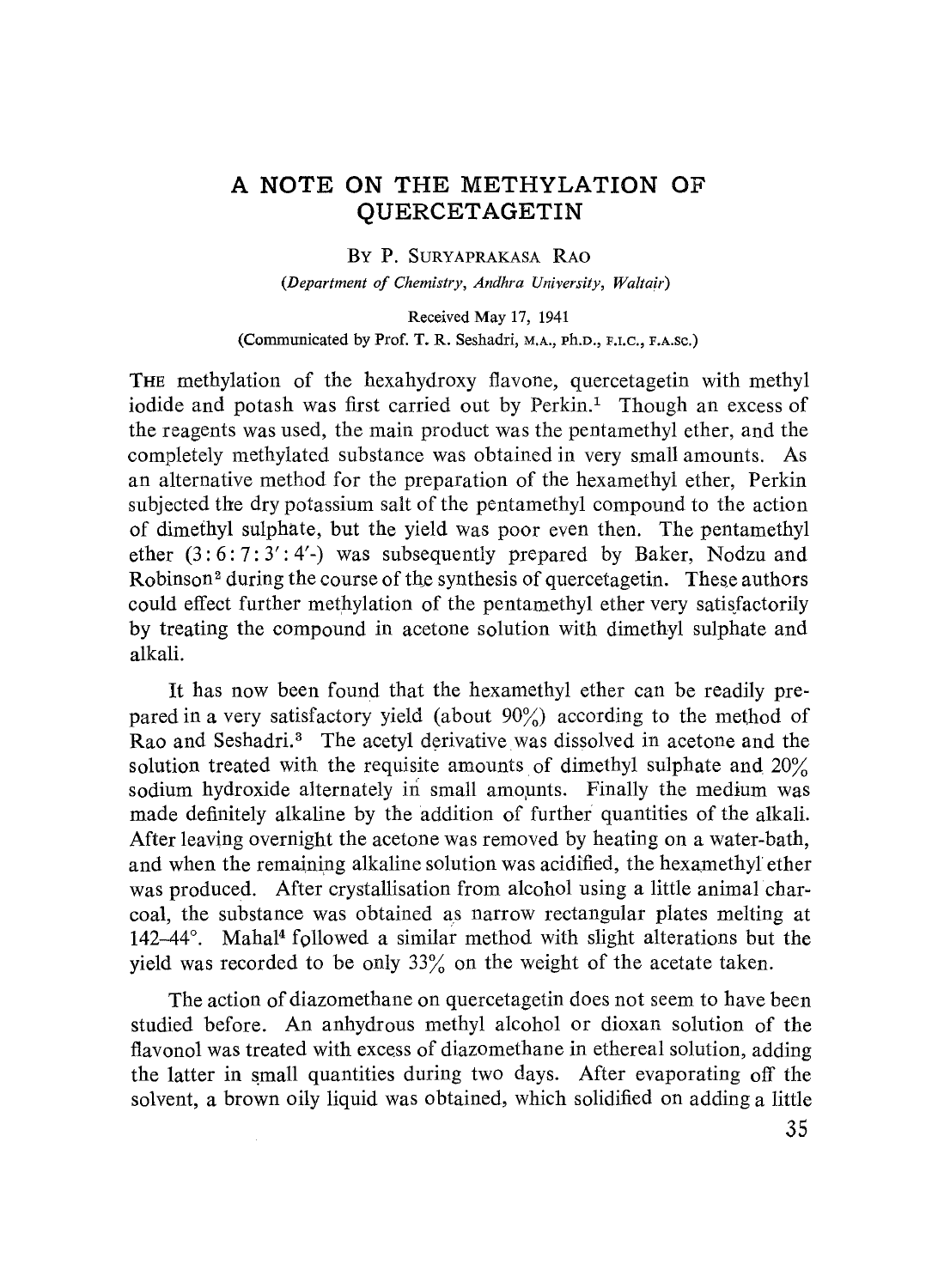# A NOTE ON THE METHYLATION OF QUERCETAGETIN

BY P. SURYAPRAKASA RAO

*(Department of Chemistry, Andhra University, Waltair)*

Received May 17, 1941

(Communicated by Prof. T. R. Seshadri, M.A., Ph.D., F.I.C., F.A.Sc.)

THE methylation of the hexahydroxy flavone, quercetagetin with methyl iodide and potash was first carried out by Perkin.[1] Though an excess of the reagents was used, the main product was the pentamethyl ether, and the completely methylated substance was obtained in very small amounts. As an alternative method for the preparation of the hexamethyl ether, Perkin subjected the dry potassium salt of the pentamethyl compound to the action of dimethyl sulphate, but the yield was poor even then. The pentamethyl ether (3 : 6 : 7 : 3′ : 4′-) was subsequently prepared by Baker, Nodzu and Robinson[2] during the course of the synthesis of quercetagetin. These authors could effect further methylation of the pentamethyl ether very satisfactorily by treating the compound in acetone solution with dimethyl sulphate and alkali.

It has now been found that the hexamethyl ether can be readily prepared in a very satisfactory yield (about 90%) according to the method of Rao and Seshadri.[3] The acetyl derivative was dissolved in acetone and the solution treated with the requisite amounts of dimethyl sulphate and 20% sodium hydroxide alternately in small amounts. Finally the medium was made definitely alkaline by the addition of further quantities of the alkali. After leaving overnight the acetone was removed by heating on a water-bath, and when the remaining alkaline solution was acidified, the hexamethyl ether was produced. After crystallisation from alcohol using a little animal charcoal, the substance was obtained as narrow rectangular plates melting at 142–44°. Mahal[4] followed a similar method with slight alterations but the yield was recorded to be only 33% on the weight of the acetate taken.

The action of diazomethane on quercetagetin does not seem to have been studied before. An anhydrous methyl alcohol or dioxan solution of the flavonol was treated with excess of diazomethane in ethereal solution, adding the latter in small quantities during two days. After evaporating off the solvent, a brown oily liquid was obtained, which solidified on adding a little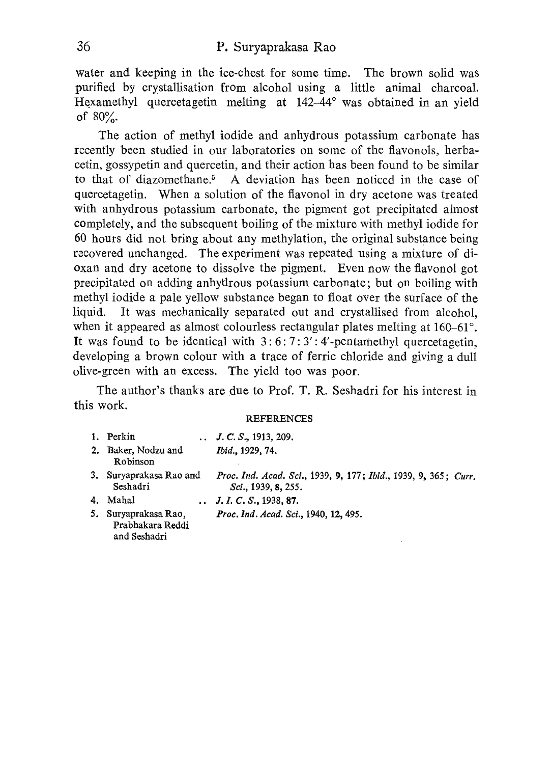water and keeping in the ice-chest for some time. The brown solid was purified by crystallisation from alcohol using a little animal charcoal. Hexamethyl quercetagetin melting at 142–44° was obtained in an yield of 80%.

The action of methyl iodide and anhydrous potassium carbonate has recently been studied in our laboratories on some of the flavonols, herbacetin, gossypetin and quercetin, and their action has been found to be similar to that of diazomethane.[5] A deviation has been noticed in the case of quercetagetin. When a solution of the flavonol in dry acetone was treated with anhydrous potassium carbonate, the pigment got precipitated almost completely, and the subsequent boiling of the mixture with methyl iodide for 60 hours did not bring about any methylation, the original substance being recovered unchanged. The experiment was repeated using a mixture of dioxan and dry acetone to dissolve the pigment. Even now the flavonol got precipitated on adding anhydrous potassium carbonate; but on boiling with methyl iodide a pale yellow substance began to float over the surface of the liquid. It was mechanically separated out and crystallised from alcohol, when it appeared as almost colourless rectangular plates melting at 160–61°. It was found to be identical with 3 : 6 : 7 : 3′ : 4′-pentamethyl quercetagetin, developing a brown colour with a trace of ferric chloride and giving a dull olive-green with an excess. The yield too was poor.

The author's thanks are due to Prof. T. R. Seshadri for his interest in this work.

## REFERENCES

1. Perkin .. *J. C. S.*, 1913, 209.
2. Baker, Nodzu and Robinson — *Ibid.*, 1929, 74.
3. Suryaprakasa Rao and Seshadri — *Proc. Ind. Acad. Sci.*, 1939, **9**, 177; *Ibid.*, 1939, **9**, 365; *Curr. Sci.*, 1939, **8**, 255.
4. Mahal .. *J. I. C. S.*, 1938, **87.**
5. Suryaprakasa Rao, Prabhakara Reddi and Seshadri — *Proc. Ind. Acad. Sci.*, 1940, **12**, 495.